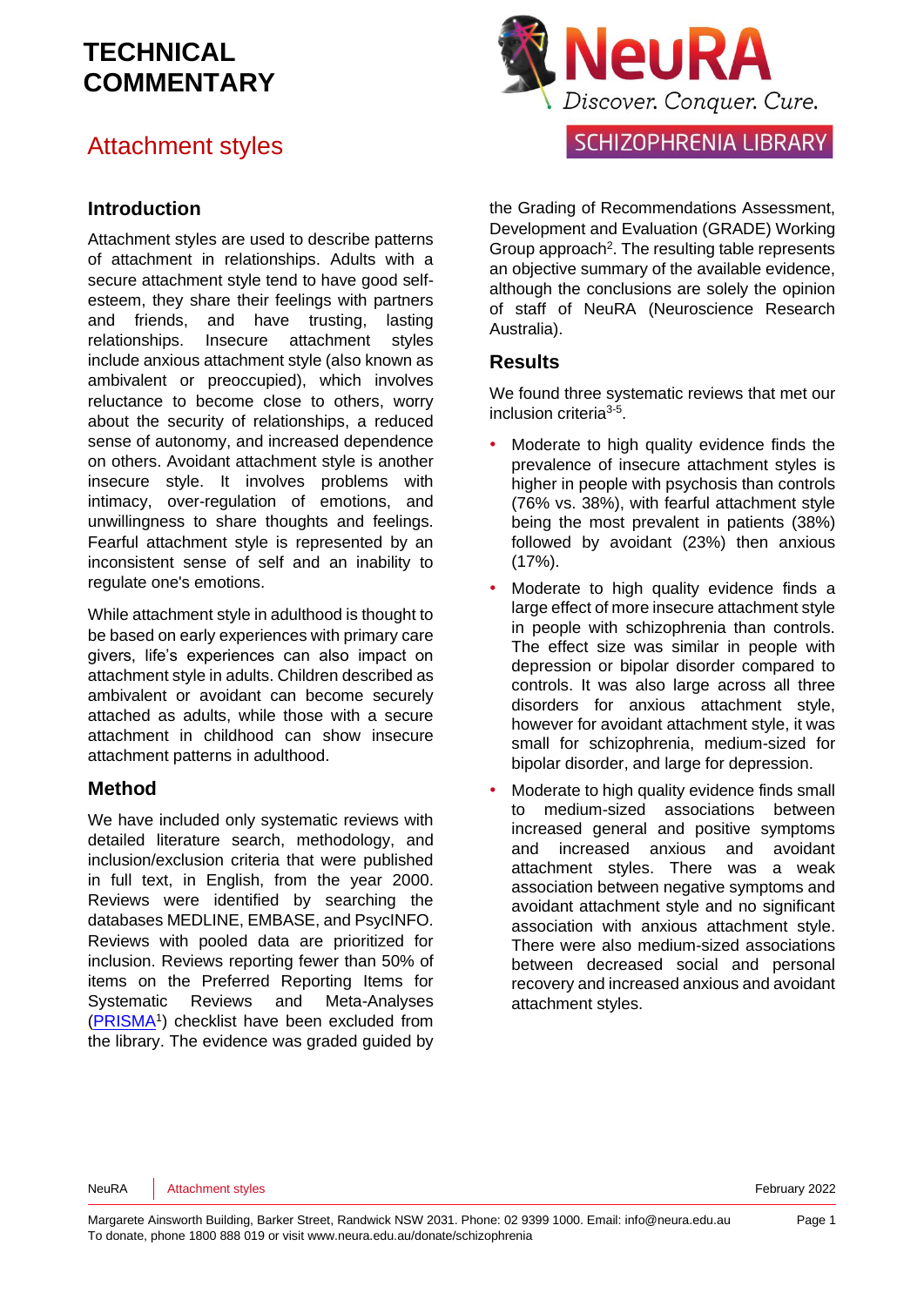# TECHNICAL COMMENTARY

## Attachment styles

NeuRA Discover. Conquer. Cure.

SCHIZOPHRENIA LIBRARY

### Introduction

Attachment styles are used to describe patterns of attachment in relationships. Adults with a secure attachment style tend to have good self-esteem, they share their feelings with partners and friends, and have trusting, lasting relationships. Insecure attachment styles include anxious attachment style (also known as ambivalent or preoccupied), which involves reluctance to become close to others, worry about the security of relationships, a reduced sense of autonomy, and increased dependence on others. Avoidant attachment style is another insecure style. It involves problems with intimacy, over-regulation of emotions, and unwillingness to share thoughts and feelings. Fearful attachment style is represented by an inconsistent sense of self and an inability to regulate one's emotions.

While attachment style in adulthood is thought to be based on early experiences with primary care givers, life's experiences can also impact on attachment style in adults. Children described as ambivalent or avoidant can become securely attached as adults, while those with a secure attachment in childhood can show insecure attachment patterns in adulthood.

### Method

We have included only systematic reviews with detailed literature search, methodology, and inclusion/exclusion criteria that were published in full text, in English, from the year 2000. Reviews were identified by searching the databases MEDLINE, EMBASE, and PsycINFO. Reviews with pooled data are prioritized for inclusion. Reviews reporting fewer than 50% of items on the Preferred Reporting Items for Systematic Reviews and Meta-Analyses (PRISMA[1]) checklist have been excluded from the library. The evidence was graded guided by the Grading of Recommendations Assessment, Development and Evaluation (GRADE) Working Group approach[2]. The resulting table represents an objective summary of the available evidence, although the conclusions are solely the opinion of staff of NeuRA (Neuroscience Research Australia).

### Results

We found three systematic reviews that met our inclusion criteria[3-5].

- Moderate to high quality evidence finds the prevalence of insecure attachment styles is higher in people with psychosis than controls (76% vs. 38%), with fearful attachment style being the most prevalent in patients (38%) followed by avoidant (23%) then anxious (17%).
- Moderate to high quality evidence finds a large effect of more insecure attachment style in people with schizophrenia than controls. The effect size was similar in people with depression or bipolar disorder compared to controls. It was also large across all three disorders for anxious attachment style, however for avoidant attachment style, it was small for schizophrenia, medium-sized for bipolar disorder, and large for depression.
- Moderate to high quality evidence finds small to medium-sized associations between increased general and positive symptoms and increased anxious and avoidant attachment styles. There was a weak association between negative symptoms and avoidant attachment style and no significant association with anxious attachment style. There were also medium-sized associations between decreased social and personal recovery and increased anxious and avoidant attachment styles.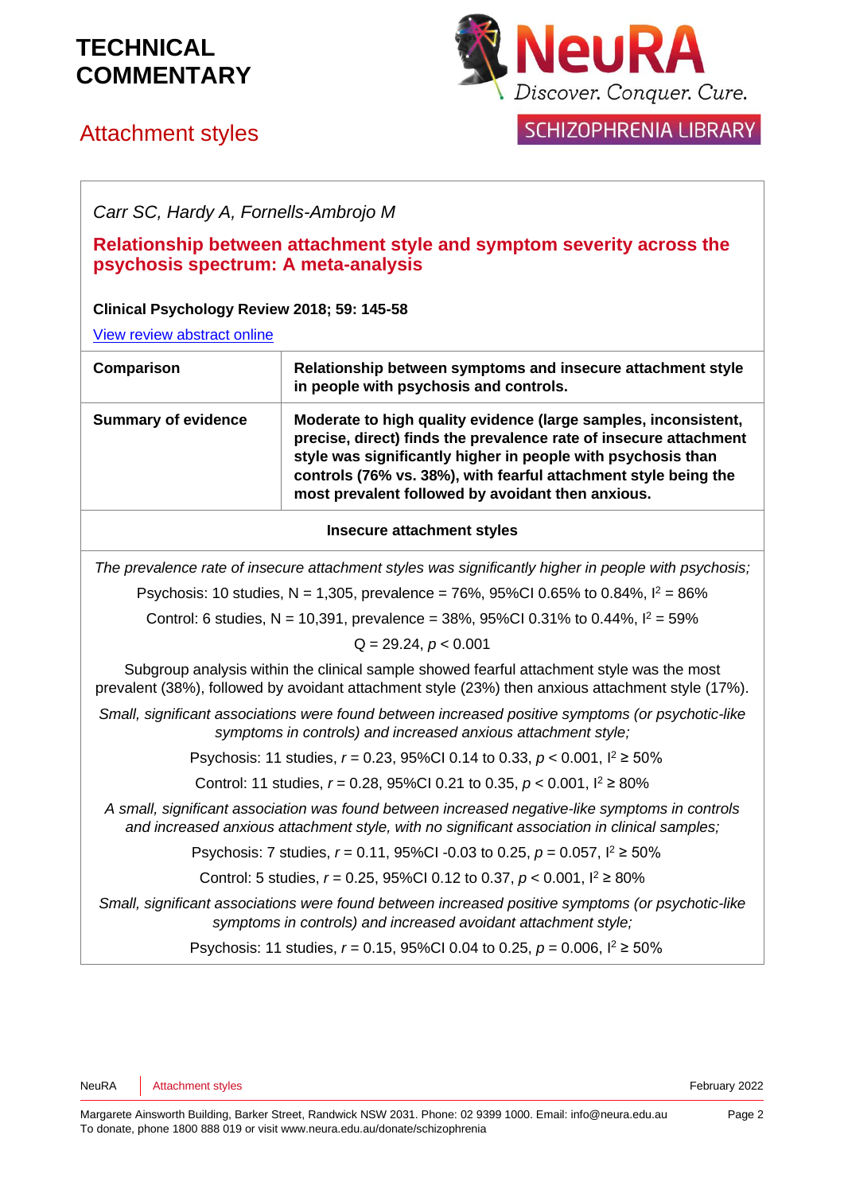# TECHNICAL COMMENTARY

## Attachment styles

*Carr SC, Hardy A, Fornells-Ambrojo M*

**Relationship between attachment style and symptom severity across the psychosis spectrum: A meta-analysis**

**Clinical Psychology Review 2018; 59: 145-58**

View review abstract online

| **Comparison** | **Relationship between symptoms and insecure attachment style in people with psychosis and controls.** |
|---|---|
| **Summary of evidence** | **Moderate to high quality evidence (large samples, inconsistent, precise, direct) finds the prevalence rate of insecure attachment style was significantly higher in people with psychosis than controls (76% vs. 38%), with fearful attachment style being the most prevalent followed by avoidant then anxious.** |

**Insecure attachment styles**

*The prevalence rate of insecure attachment styles was significantly higher in people with psychosis;*

Psychosis: 10 studies, N = 1,305, prevalence = 76%, 95%CI 0.65% to 0.84%, $I^2$ = 86%

Control: 6 studies, N = 10,391, prevalence = 38%, 95%CI 0.31% to 0.44%, $I^2$ = 59%

Q = 29.24, $p < 0.001$

Subgroup analysis within the clinical sample showed fearful attachment style was the most prevalent (38%), followed by avoidant attachment style (23%) then anxious attachment style (17%).

*Small, significant associations were found between increased positive symptoms (or psychotic-like symptoms in controls) and increased anxious attachment style;*

Psychosis: 11 studies, $r$ = 0.23, 95%CI 0.14 to 0.33, $p < 0.001$, $I^2 \geq 50\%$

Control: 11 studies, $r$ = 0.28, 95%CI 0.21 to 0.35, $p < 0.001$, $I^2 \geq 80\%$

*A small, significant association was found between increased negative-like symptoms in controls and increased anxious attachment style, with no significant association in clinical samples;*

Psychosis: 7 studies, $r$ = 0.11, 95%CI -0.03 to 0.25, $p$ = 0.057, $I^2 \geq 50\%$

Control: 5 studies, $r$ = 0.25, 95%CI 0.12 to 0.37, $p < 0.001$, $I^2 \geq 80\%$

*Small, significant associations were found between increased positive symptoms (or psychotic-like symptoms in controls) and increased avoidant attachment style;*

Psychosis: 11 studies, $r$ = 0.15, 95%CI 0.04 to 0.25, $p$ = 0.006, $I^2 \geq 50\%$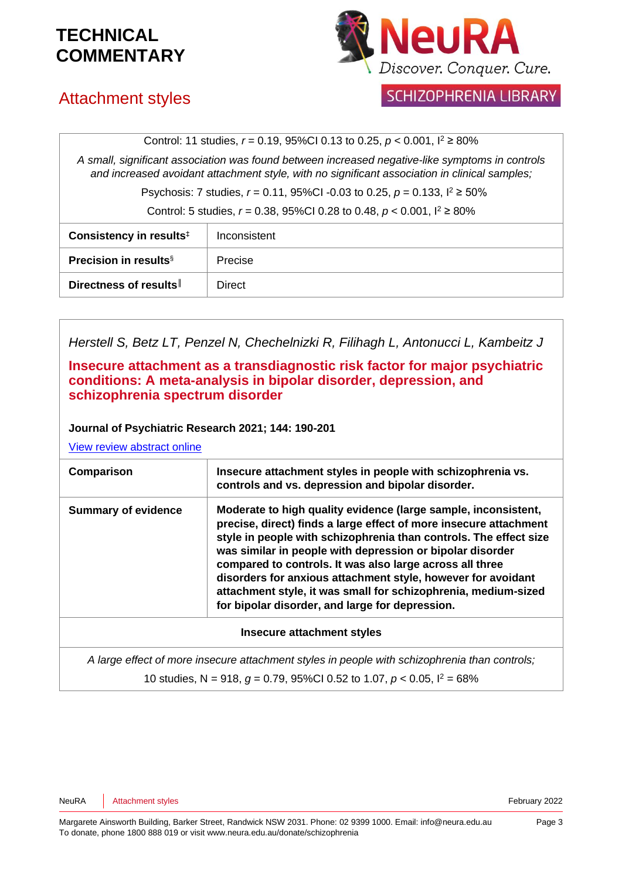# TECHNICAL COMMENTARY

## Attachment styles

| Control: 11 studies, $r = 0.19$, 95%CI 0.13 to 0.25, $p < 0.001$, $I^2 \geq 80\%$ |
|---|
| *A small, significant association was found between increased negative-like symptoms in controls and increased avoidant attachment style, with no significant association in clinical samples;* |
| Psychosis: 7 studies, $r = 0.11$, 95%CI -0.03 to 0.25, $p = 0.133$, $I^2 \geq 50\%$ |
| Control: 5 studies, $r = 0.38$, 95%CI 0.28 to 0.48, $p < 0.001$, $I^2 \geq 80\%$ |

| | |
|---|---|
| **Consistency in results**‡ | Inconsistent |
| **Precision in results**§ | Precise |
| **Directness of results**‖ | Direct |

*Herstell S, Betz LT, Penzel N, Chechelnizki R, Filihagh L, Antonucci L, Kambeitz J*

**Insecure attachment as a transdiagnostic risk factor for major psychiatric conditions: A meta-analysis in bipolar disorder, depression, and schizophrenia spectrum disorder**

**Journal of Psychiatric Research 2021; 144: 190-201**

View review abstract online

| | |
|---|---|
| **Comparison** | **Insecure attachment styles in people with schizophrenia vs. controls and vs. depression and bipolar disorder.** |
| **Summary of evidence** | **Moderate to high quality evidence (large sample, inconsistent, precise, direct) finds a large effect of more insecure attachment style in people with schizophrenia than controls. The effect size was similar in people with depression or bipolar disorder compared to controls. It was also large across all three disorders for anxious attachment style, however for avoidant attachment style, it was small for schizophrenia, medium-sized for bipolar disorder, and large for depression.** |

| **Insecure attachment styles** |
|---|
| *A large effect of more insecure attachment styles in people with schizophrenia than controls;* |
| 10 studies, N = 918, $g = 0.79$, 95%CI 0.52 to 1.07, $p < 0.05$, $I^2 = 68\%$ |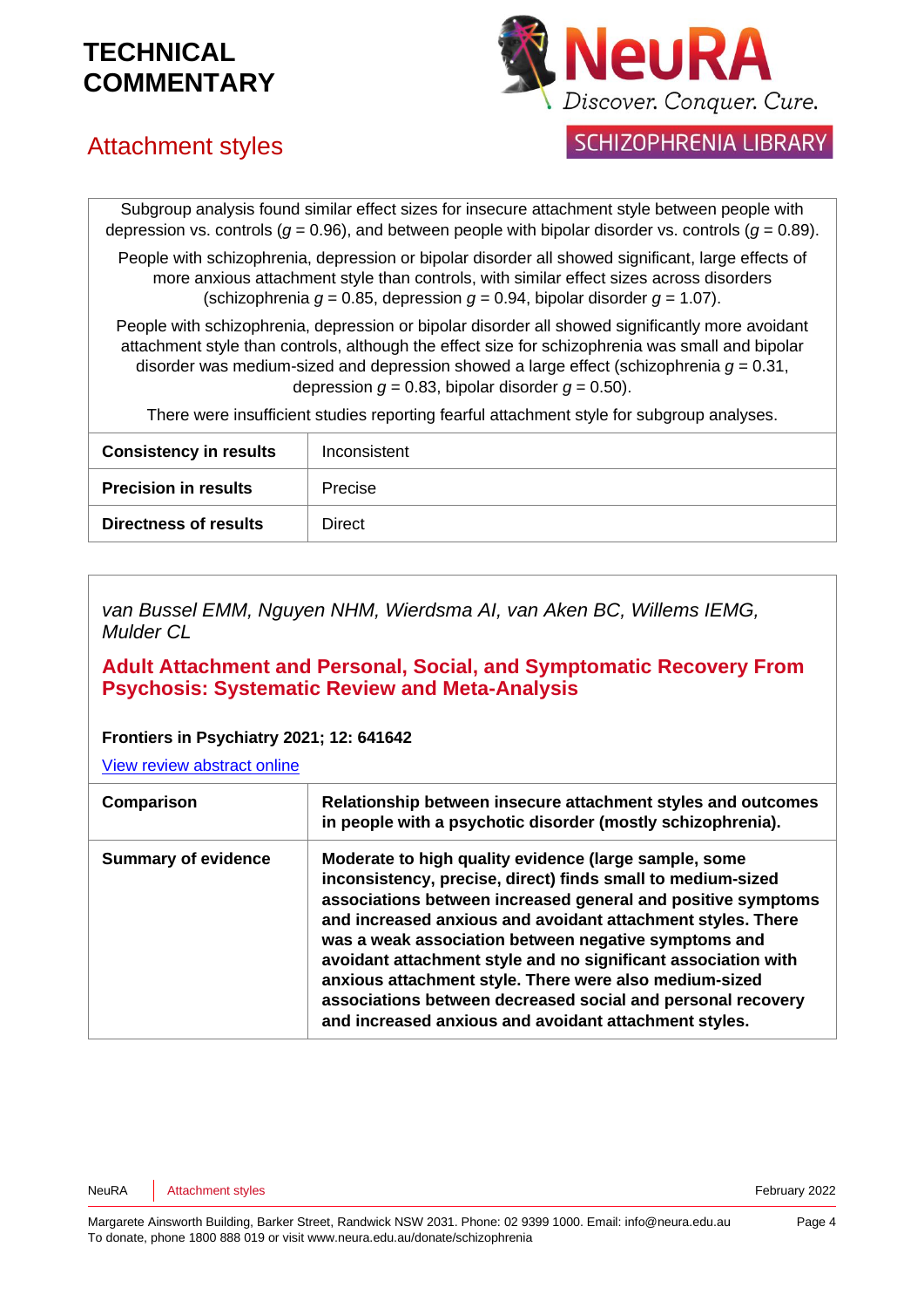# TECHNICAL COMMENTARY

## Attachment styles

| | |
|---|---|
| Subgroup analysis found similar effect sizes for insecure attachment style between people with depression vs. controls ($g$ = 0.96), and between people with bipolar disorder vs. controls ($g$ = 0.89). People with schizophrenia, depression or bipolar disorder all showed significant, large effects of more anxious attachment style than controls, with similar effect sizes across disorders (schizophrenia $g$ = 0.85, depression $g$ = 0.94, bipolar disorder $g$ = 1.07). People with schizophrenia, depression or bipolar disorder all showed significantly more avoidant attachment style than controls, although the effect size for schizophrenia was small and bipolar disorder was medium-sized and depression showed a large effect (schizophrenia $g$ = 0.31, depression $g$ = 0.83, bipolar disorder $g$ = 0.50). There were insufficient studies reporting fearful attachment style for subgroup analyses. | |
| **Consistency in results** | Inconsistent |
| **Precision in results** | Precise |
| **Directness of results** | Direct |

*van Bussel EMM, Nguyen NHM, Wierdsma AI, van Aken BC, Willems IEMG, Mulder CL*

### Adult Attachment and Personal, Social, and Symptomatic Recovery From Psychosis: Systematic Review and Meta-Analysis

**Frontiers in Psychiatry 2021; 12: 641642**

View review abstract online

| | |
|---|---|
| **Comparison** | **Relationship between insecure attachment styles and outcomes in people with a psychotic disorder (mostly schizophrenia).** |
| **Summary of evidence** | **Moderate to high quality evidence (large sample, some inconsistency, precise, direct) finds small to medium-sized associations between increased general and positive symptoms and increased anxious and avoidant attachment styles. There was a weak association between negative symptoms and avoidant attachment style and no significant association with anxious attachment style. There were also medium-sized associations between decreased social and personal recovery and increased anxious and avoidant attachment styles.** |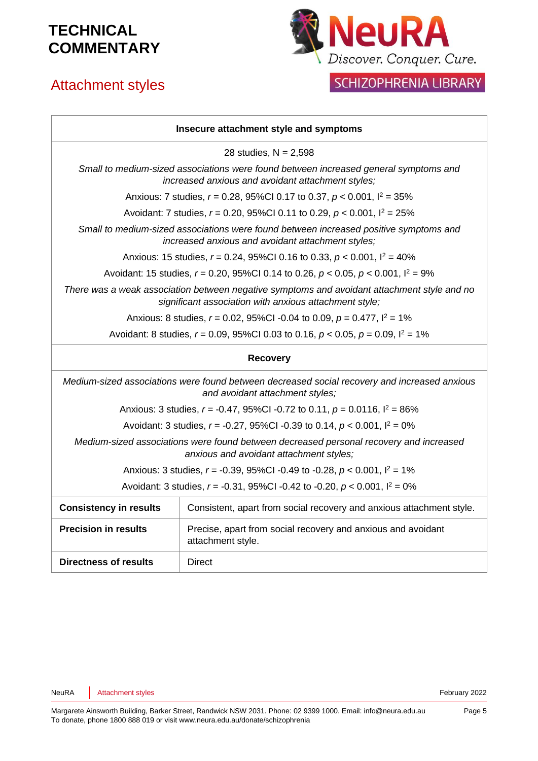| Insecure attachment style and symptoms | |
|---|---|
| 28 studies, N = 2,598<br>*Small to medium-sized associations were found between increased general symptoms and increased anxious and avoidant attachment styles;*<br>Anxious: 7 studies, $r = 0.28$, 95%CI 0.17 to 0.37, $p < 0.001$, $I^2 = 35\%$<br>Avoidant: 7 studies, $r = 0.20$, 95%CI 0.11 to 0.29, $p < 0.001$, $I^2 = 25\%$<br>*Small to medium-sized associations were found between increased positive symptoms and increased anxious and avoidant attachment styles;*<br>Anxious: 15 studies, $r = 0.24$, 95%CI 0.16 to 0.33, $p < 0.001$, $I^2 = 40\%$<br>Avoidant: 15 studies, $r = 0.20$, 95%CI 0.14 to 0.26, $p < 0.05$, $p < 0.001$, $I^2 = 9\%$<br>*There was a weak association between negative symptoms and avoidant attachment style and no significant association with anxious attachment style;*<br>Anxious: 8 studies, $r = 0.02$, 95%CI -0.04 to 0.09, $p = 0.477$, $I^2 = 1\%$<br>Avoidant: 8 studies, $r = 0.09$, 95%CI 0.03 to 0.16, $p < 0.05$, $p = 0.09$, $I^2 = 1\%$ | |
| **Recovery** | |
| *Medium-sized associations were found between decreased social recovery and increased anxious and avoidant attachment styles;*<br>Anxious: 3 studies, $r = -0.47$, 95%CI -0.72 to 0.11, $p = 0.0116$, $I^2 = 86\%$<br>Avoidant: 3 studies, $r = -0.27$, 95%CI -0.39 to 0.14, $p < 0.001$, $I^2 = 0\%$<br>*Medium-sized associations were found between decreased personal recovery and increased anxious and avoidant attachment styles;*<br>Anxious: 3 studies, $r = -0.39$, 95%CI -0.49 to -0.28, $p < 0.001$, $I^2 = 1\%$<br>Avoidant: 3 studies, $r = -0.31$, 95%CI -0.42 to -0.20, $p < 0.001$, $I^2 = 0\%$ | |
| **Consistency in results** | Consistent, apart from social recovery and anxious attachment style. |
| **Precision in results** | Precise, apart from social recovery and anxious and avoidant attachment style. |
| **Directness of results** | Direct |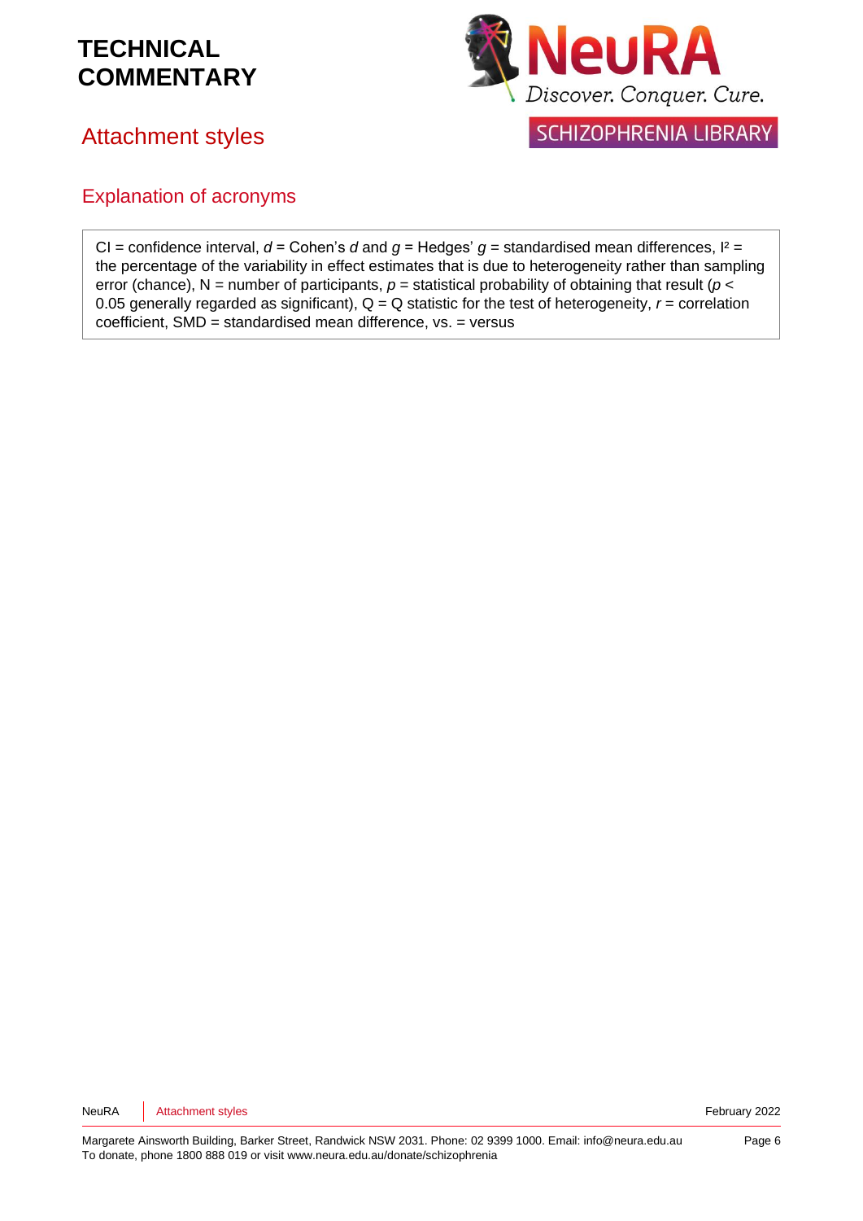# TECHNICAL COMMENTARY

## Attachment styles

### Explanation of acronyms

CI = confidence interval, $d$ = Cohen's $d$ and $g$ = Hedges' $g$ = standardised mean differences, $I^2$ = the percentage of the variability in effect estimates that is due to heterogeneity rather than sampling error (chance), N = number of participants, $p$ = statistical probability of obtaining that result ($p < 0.05$ generally regarded as significant), Q = Q statistic for the test of heterogeneity, $r$ = correlation coefficient, SMD = standardised mean difference, vs. = versus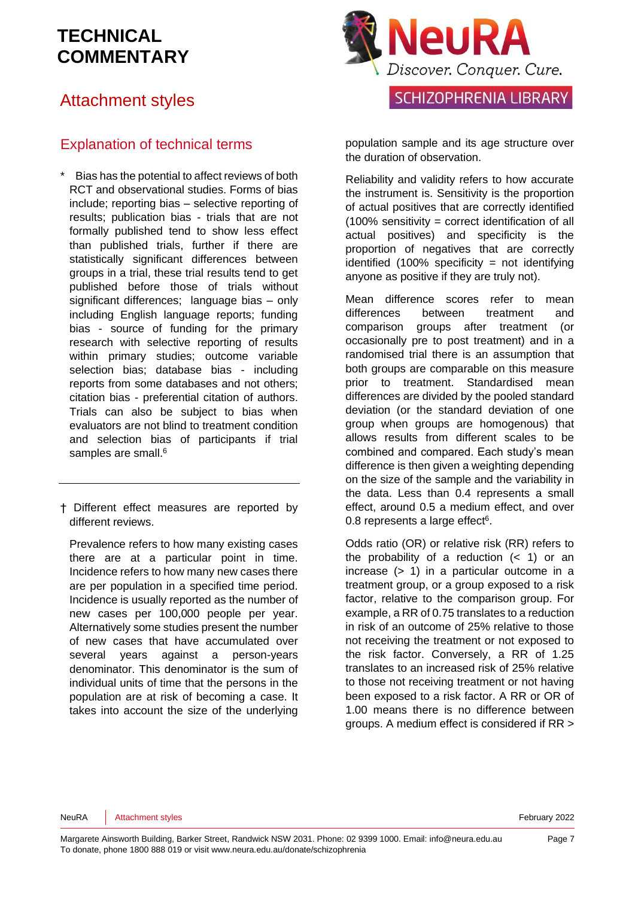# TECHNICAL COMMENTARY

## Attachment styles

## Explanation of technical terms

\* Bias has the potential to affect reviews of both RCT and observational studies. Forms of bias include; reporting bias – selective reporting of results; publication bias - trials that are not formally published tend to show less effect than published trials, further if there are statistically significant differences between groups in a trial, these trial results tend to get published before those of trials without significant differences; language bias – only including English language reports; funding bias - source of funding for the primary research with selective reporting of results within primary studies; outcome variable selection bias; database bias - including reports from some databases and not others; citation bias - preferential citation of authors. Trials can also be subject to bias when evaluators are not blind to treatment condition and selection bias of participants if trial samples are small.[6]

† Different effect measures are reported by different reviews.

Prevalence refers to how many existing cases there are at a particular point in time. Incidence refers to how many new cases there are per population in a specified time period. Incidence is usually reported as the number of new cases per 100,000 people per year. Alternatively some studies present the number of new cases that have accumulated over several years against a person-years denominator. This denominator is the sum of individual units of time that the persons in the population are at risk of becoming a case. It takes into account the size of the underlying population sample and its age structure over the duration of observation.

Reliability and validity refers to how accurate the instrument is. Sensitivity is the proportion of actual positives that are correctly identified (100% sensitivity = correct identification of all actual positives) and specificity is the proportion of negatives that are correctly identified (100% specificity = not identifying anyone as positive if they are truly not).

Mean difference scores refer to mean differences between treatment and comparison groups after treatment (or occasionally pre to post treatment) and in a randomised trial there is an assumption that both groups are comparable on this measure prior to treatment. Standardised mean differences are divided by the pooled standard deviation (or the standard deviation of one group when groups are homogenous) that allows results from different scales to be combined and compared. Each study's mean difference is then given a weighting depending on the size of the sample and the variability in the data. Less than 0.4 represents a small effect, around 0.5 a medium effect, and over 0.8 represents a large effect[6].

Odds ratio (OR) or relative risk (RR) refers to the probability of a reduction (< 1) or an increase (> 1) in a particular outcome in a treatment group, or a group exposed to a risk factor, relative to the comparison group. For example, a RR of 0.75 translates to a reduction in risk of an outcome of 25% relative to those not receiving the treatment or not exposed to the risk factor. Conversely, a RR of 1.25 translates to an increased risk of 25% relative to those not receiving treatment or not having been exposed to a risk factor. A RR or OR of 1.00 means there is no difference between groups. A medium effect is considered if RR >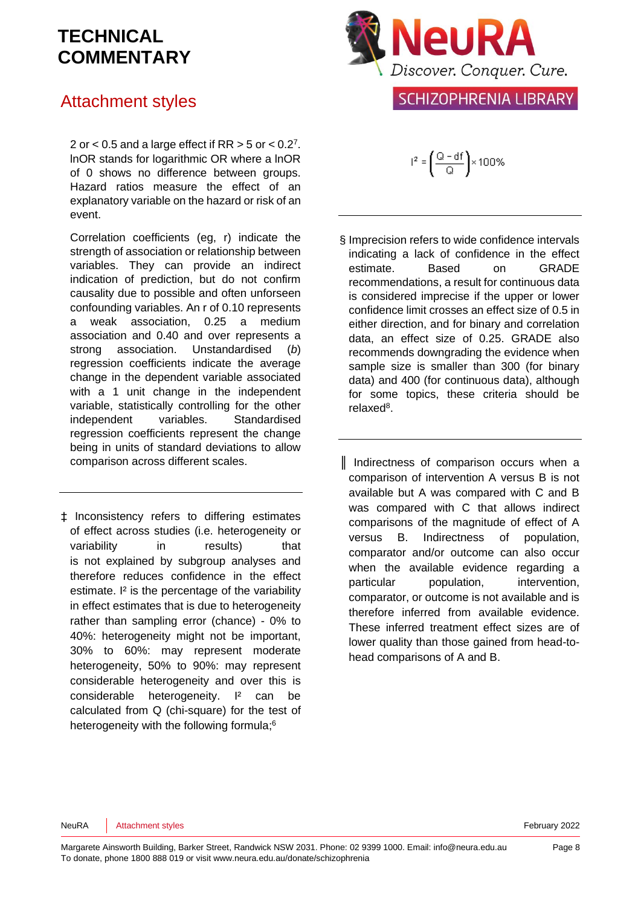2 or < 0.5 and a large effect if RR > 5 or < 0.2[7]. lnOR stands for logarithmic OR where a lnOR of 0 shows no difference between groups. Hazard ratios measure the effect of an explanatory variable on the hazard or risk of an event.

Correlation coefficients (eg, r) indicate the strength of association or relationship between variables. They can provide an indirect indication of prediction, but do not confirm causality due to possible and often unforseen confounding variables. An r of 0.10 represents a weak association, 0.25 a medium association and 0.40 and over represents a strong association. Unstandardised (*b*) regression coefficients indicate the average change in the dependent variable associated with a 1 unit change in the independent variable, statistically controlling for the other independent variables. Standardised regression coefficients represent the change being in units of standard deviations to allow comparison across different scales.

---

‡ Inconsistency refers to differing estimates of effect across studies (i.e. heterogeneity or variability in results) that is not explained by subgroup analyses and therefore reduces confidence in the effect estimate. $I^2$ is the percentage of the variability in effect estimates that is due to heterogeneity rather than sampling error (chance) - 0% to 40%: heterogeneity might not be important, 30% to 60%: may represent moderate heterogeneity, 50% to 90%: may represent considerable heterogeneity and over this is considerable heterogeneity. $I^2$ can be calculated from Q (chi-square) for the test of heterogeneity with the following formula;[6]

$$I^2 = \left(\frac{Q - df}{Q}\right) \times 100\%$$

---

§ Imprecision refers to wide confidence intervals indicating a lack of confidence in the effect estimate. Based on GRADE recommendations, a result for continuous data is considered imprecise if the upper or lower confidence limit crosses an effect size of 0.5 in either direction, and for binary and correlation data, an effect size of 0.25. GRADE also recommends downgrading the evidence when sample size is smaller than 300 (for binary data) and 400 (for continuous data), although for some topics, these criteria should be relaxed[8].

---

║ Indirectness of comparison occurs when a comparison of intervention A versus B is not available but A was compared with C and B was compared with C that allows indirect comparisons of the magnitude of effect of A versus B. Indirectness of population, comparator and/or outcome can also occur when the available evidence regarding a particular population, intervention, comparator, or outcome is not available and is therefore inferred from available evidence. These inferred treatment effect sizes are of lower quality than those gained from head-to-head comparisons of A and B.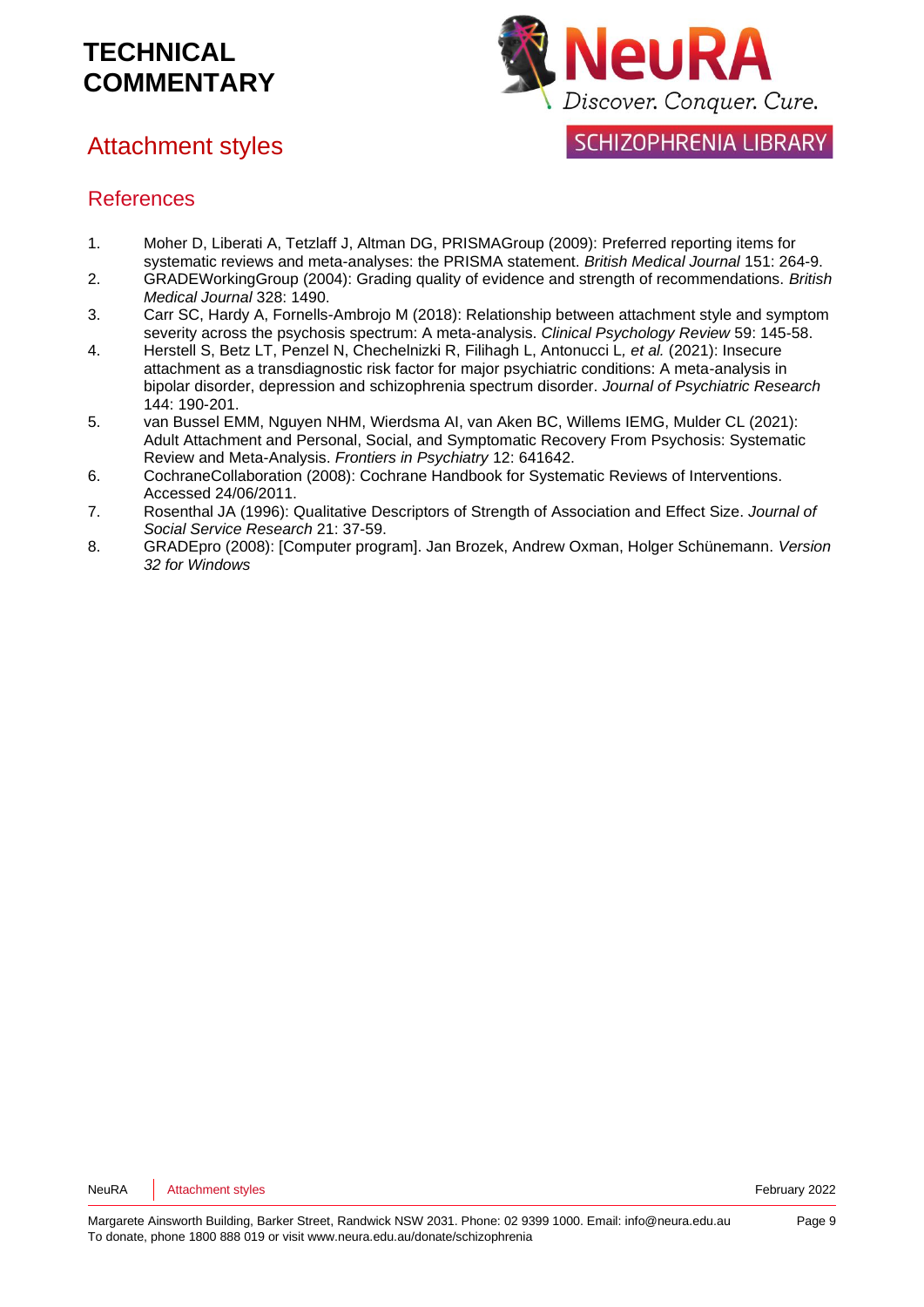# TECHNICAL COMMENTARY

## Attachment styles

### References

1. Moher D, Liberati A, Tetzlaff J, Altman DG, PRISMAGroup (2009): Preferred reporting items for systematic reviews and meta-analyses: the PRISMA statement. *British Medical Journal* 151: 264-9.
2. GRADEWorkingGroup (2004): Grading quality of evidence and strength of recommendations. *British Medical Journal* 328: 1490.
3. Carr SC, Hardy A, Fornells-Ambrojo M (2018): Relationship between attachment style and symptom severity across the psychosis spectrum: A meta-analysis. *Clinical Psychology Review* 59: 145-58.
4. Herstell S, Betz LT, Penzel N, Chechelnizki R, Filihagh L, Antonucci L*, et al.* (2021): Insecure attachment as a transdiagnostic risk factor for major psychiatric conditions: A meta-analysis in bipolar disorder, depression and schizophrenia spectrum disorder. *Journal of Psychiatric Research* 144: 190-201.
5. van Bussel EMM, Nguyen NHM, Wierdsma AI, van Aken BC, Willems IEMG, Mulder CL (2021): Adult Attachment and Personal, Social, and Symptomatic Recovery From Psychosis: Systematic Review and Meta-Analysis. *Frontiers in Psychiatry* 12: 641642.
6. CochraneCollaboration (2008): Cochrane Handbook for Systematic Reviews of Interventions. Accessed 24/06/2011.
7. Rosenthal JA (1996): Qualitative Descriptors of Strength of Association and Effect Size. *Journal of Social Service Research* 21: 37-59.
8. GRADEpro (2008): [Computer program]. Jan Brozek, Andrew Oxman, Holger Schünemann. *Version 32 for Windows*